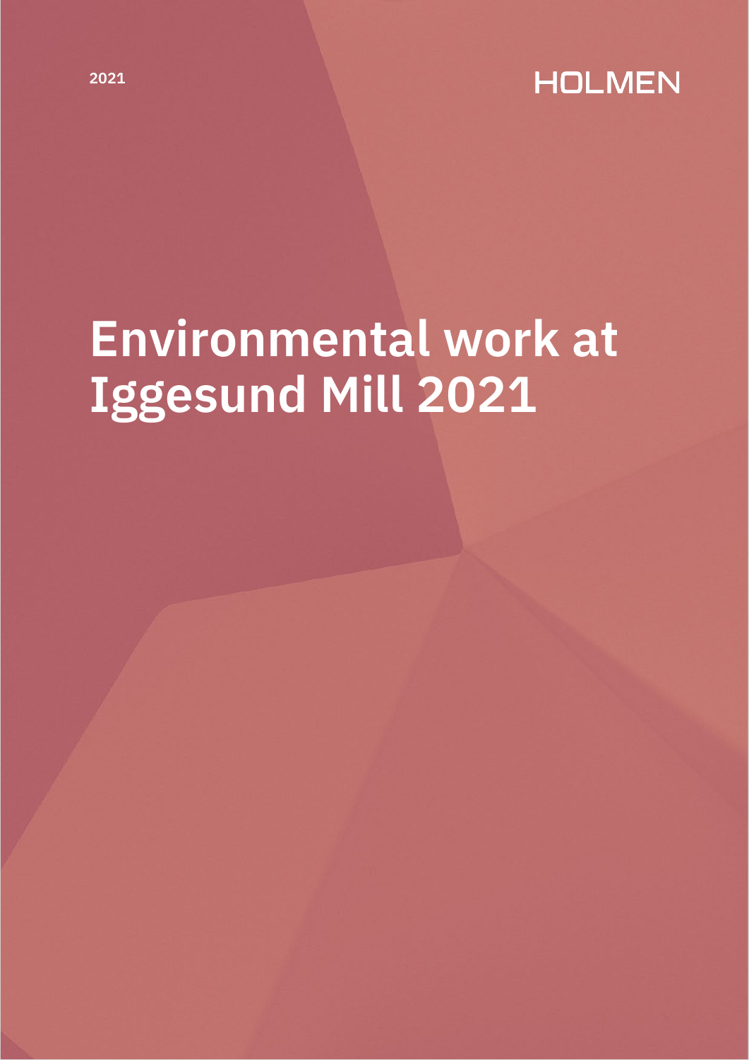2021

HOLMEN

# Environmental work at Iggesund Mill 2021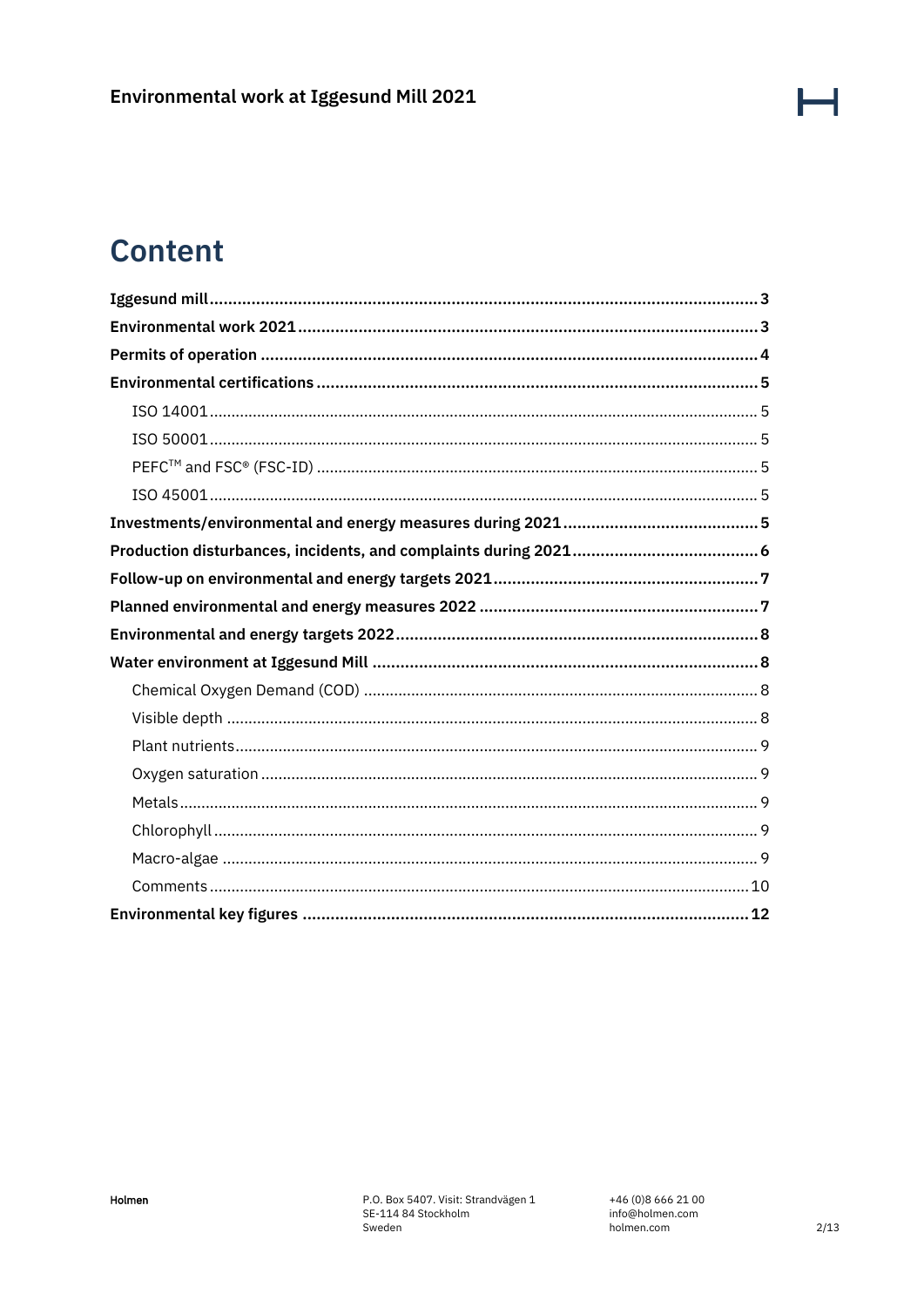# Content

**Iggesund mill** ........ **3**

**Environmental work 2021** ........ **3**

**Permits of operation** ........ **4**

**Environmental certifications** ........ **5**

- ISO 14001 ........ 5
- ISO 50001 ........ 5
- PEFC™ and FSC® (FSC-ID) ........ 5
- ISO 45001 ........ 5

**Investments/environmental and energy measures during 2021** ........ **5**

**Production disturbances, incidents, and complaints during 2021** ........ **6**

**Follow-up on environmental and energy targets 2021** ........ **7**

**Planned environmental and energy measures 2022** ........ **7**

**Environmental and energy targets 2022** ........ **8**

**Water environment at Iggesund Mill** ........ **8**

- Chemical Oxygen Demand (COD) ........ 8
- Visible depth ........ 8
- Plant nutrients ........ 9
- Oxygen saturation ........ 9
- Metals ........ 9
- Chlorophyll ........ 9
- Macro-algae ........ 9
- Comments ........ 10

**Environmental key figures** ........ **12**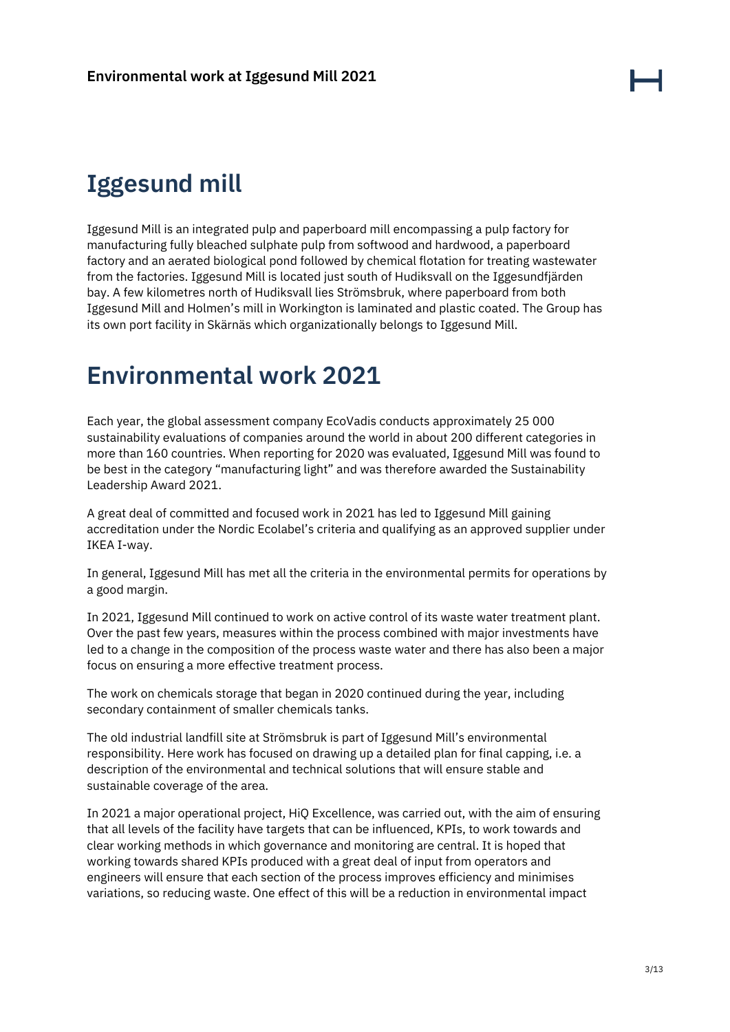# Iggesund mill

Iggesund Mill is an integrated pulp and paperboard mill encompassing a pulp factory for manufacturing fully bleached sulphate pulp from softwood and hardwood, a paperboard factory and an aerated biological pond followed by chemical flotation for treating wastewater from the factories. Iggesund Mill is located just south of Hudiksvall on the Iggesundfjärden bay. A few kilometres north of Hudiksvall lies Strömsbruk, where paperboard from both Iggesund Mill and Holmen's mill in Workington is laminated and plastic coated. The Group has its own port facility in Skärnäs which organizationally belongs to Iggesund Mill.

# Environmental work 2021

Each year, the global assessment company EcoVadis conducts approximately 25 000 sustainability evaluations of companies around the world in about 200 different categories in more than 160 countries. When reporting for 2020 was evaluated, Iggesund Mill was found to be best in the category "manufacturing light" and was therefore awarded the Sustainability Leadership Award 2021.

A great deal of committed and focused work in 2021 has led to Iggesund Mill gaining accreditation under the Nordic Ecolabel's criteria and qualifying as an approved supplier under IKEA I-way.

In general, Iggesund Mill has met all the criteria in the environmental permits for operations by a good margin.

In 2021, Iggesund Mill continued to work on active control of its waste water treatment plant. Over the past few years, measures within the process combined with major investments have led to a change in the composition of the process waste water and there has also been a major focus on ensuring a more effective treatment process.

The work on chemicals storage that began in 2020 continued during the year, including secondary containment of smaller chemicals tanks.

The old industrial landfill site at Strömsbruk is part of Iggesund Mill's environmental responsibility. Here work has focused on drawing up a detailed plan for final capping, i.e. a description of the environmental and technical solutions that will ensure stable and sustainable coverage of the area.

In 2021 a major operational project, HiQ Excellence, was carried out, with the aim of ensuring that all levels of the facility have targets that can be influenced, KPIs, to work towards and clear working methods in which governance and monitoring are central. It is hoped that working towards shared KPIs produced with a great deal of input from operators and engineers will ensure that each section of the process improves efficiency and minimises variations, so reducing waste. One effect of this will be a reduction in environmental impact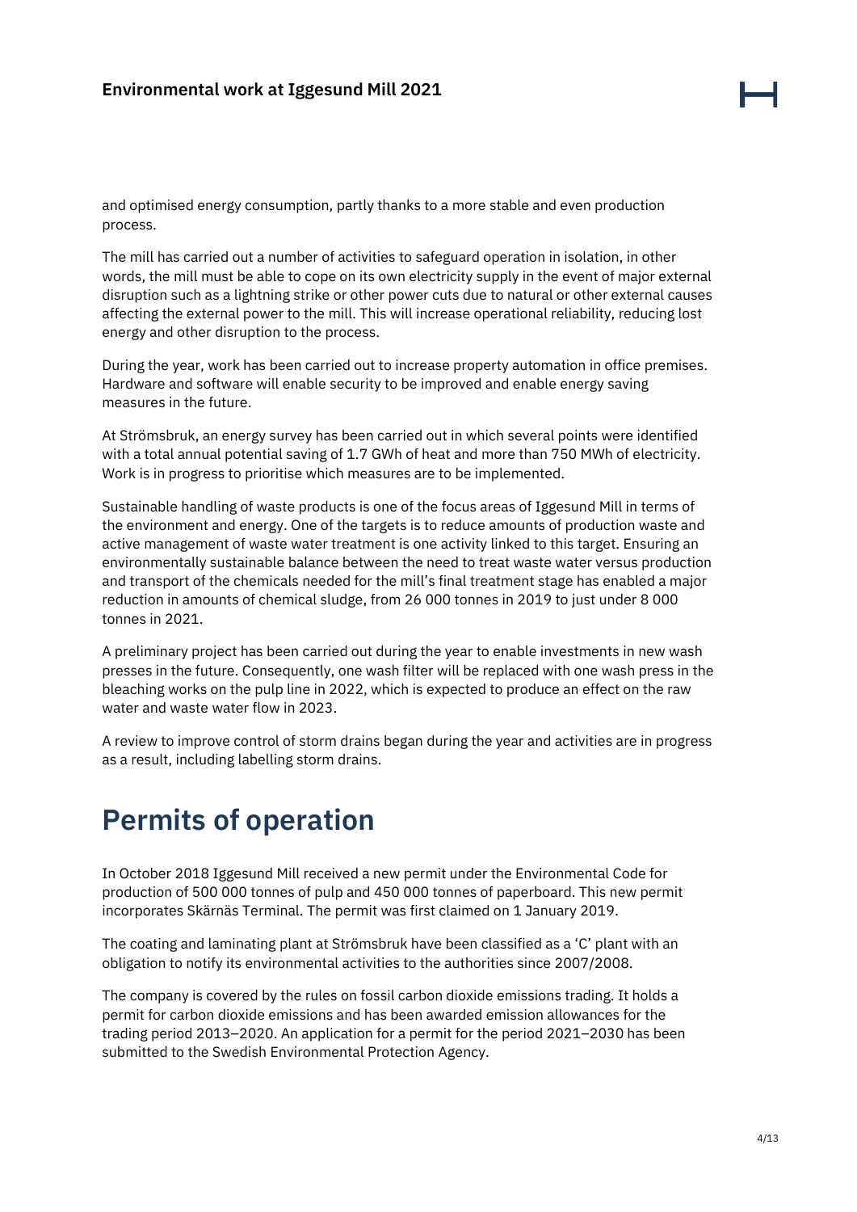and optimised energy consumption, partly thanks to a more stable and even production process.

The mill has carried out a number of activities to safeguard operation in isolation, in other words, the mill must be able to cope on its own electricity supply in the event of major external disruption such as a lightning strike or other power cuts due to natural or other external causes affecting the external power to the mill. This will increase operational reliability, reducing lost energy and other disruption to the process.

During the year, work has been carried out to increase property automation in office premises. Hardware and software will enable security to be improved and enable energy saving measures in the future.

At Strömsbruk, an energy survey has been carried out in which several points were identified with a total annual potential saving of 1.7 GWh of heat and more than 750 MWh of electricity. Work is in progress to prioritise which measures are to be implemented.

Sustainable handling of waste products is one of the focus areas of Iggesund Mill in terms of the environment and energy. One of the targets is to reduce amounts of production waste and active management of waste water treatment is one activity linked to this target. Ensuring an environmentally sustainable balance between the need to treat waste water versus production and transport of the chemicals needed for the mill's final treatment stage has enabled a major reduction in amounts of chemical sludge, from 26 000 tonnes in 2019 to just under 8 000 tonnes in 2021.

A preliminary project has been carried out during the year to enable investments in new wash presses in the future. Consequently, one wash filter will be replaced with one wash press in the bleaching works on the pulp line in 2022, which is expected to produce an effect on the raw water and waste water flow in 2023.

A review to improve control of storm drains began during the year and activities are in progress as a result, including labelling storm drains.

# Permits of operation

In October 2018 Iggesund Mill received a new permit under the Environmental Code for production of 500 000 tonnes of pulp and 450 000 tonnes of paperboard. This new permit incorporates Skärnäs Terminal. The permit was first claimed on 1 January 2019.

The coating and laminating plant at Strömsbruk have been classified as a 'C' plant with an obligation to notify its environmental activities to the authorities since 2007/2008.

The company is covered by the rules on fossil carbon dioxide emissions trading. It holds a permit for carbon dioxide emissions and has been awarded emission allowances for the trading period 2013–2020. An application for a permit for the period 2021–2030 has been submitted to the Swedish Environmental Protection Agency.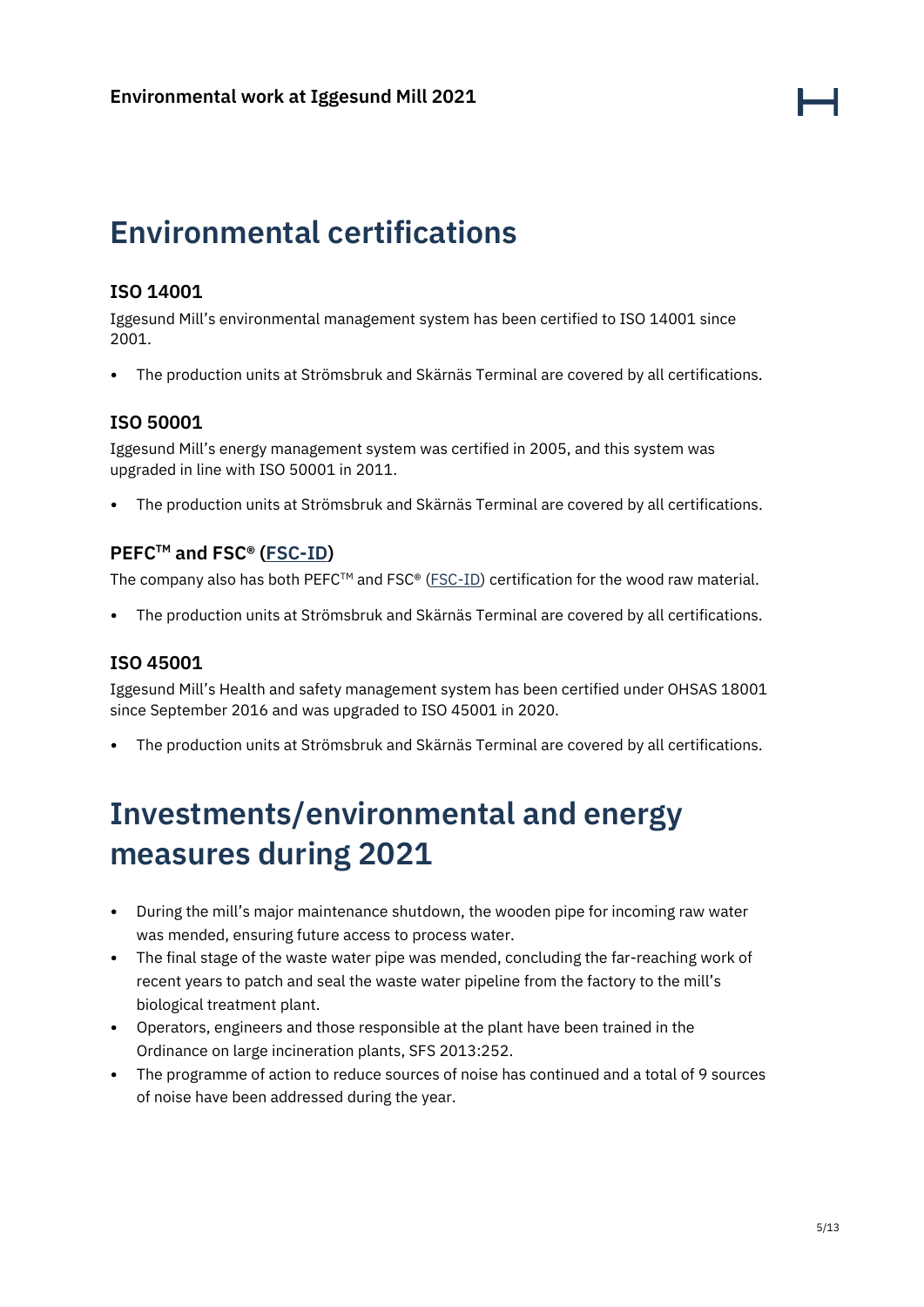# Environmental certifications

### ISO 14001

Iggesund Mill's environmental management system has been certified to ISO 14001 since 2001.

- The production units at Strömsbruk and Skärnäs Terminal are covered by all certifications.

### ISO 50001

Iggesund Mill's energy management system was certified in 2005, and this system was upgraded in line with ISO 50001 in 2011.

- The production units at Strömsbruk and Skärnäs Terminal are covered by all certifications.

### PEFC™ and FSC® (FSC-ID)

The company also has both PEFC™ and FSC® (FSC-ID) certification for the wood raw material.

- The production units at Strömsbruk and Skärnäs Terminal are covered by all certifications.

### ISO 45001

Iggesund Mill's Health and safety management system has been certified under OHSAS 18001 since September 2016 and was upgraded to ISO 45001 in 2020.

- The production units at Strömsbruk and Skärnäs Terminal are covered by all certifications.

# Investments/environmental and energy measures during 2021

- During the mill's major maintenance shutdown, the wooden pipe for incoming raw water was mended, ensuring future access to process water.
- The final stage of the waste water pipe was mended, concluding the far-reaching work of recent years to patch and seal the waste water pipeline from the factory to the mill's biological treatment plant.
- Operators, engineers and those responsible at the plant have been trained in the Ordinance on large incineration plants, SFS 2013:252.
- The programme of action to reduce sources of noise has continued and a total of 9 sources of noise have been addressed during the year.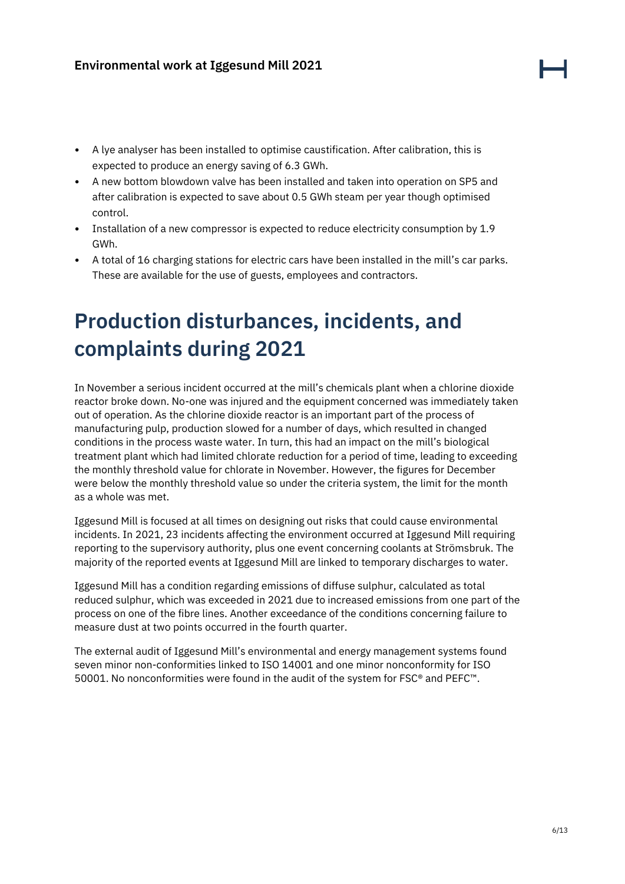- A lye analyser has been installed to optimise caustification. After calibration, this is expected to produce an energy saving of 6.3 GWh.
- A new bottom blowdown valve has been installed and taken into operation on SP5 and after calibration is expected to save about 0.5 GWh steam per year though optimised control.
- Installation of a new compressor is expected to reduce electricity consumption by 1.9 GWh.
- A total of 16 charging stations for electric cars have been installed in the mill's car parks. These are available for the use of guests, employees and contractors.

# Production disturbances, incidents, and complaints during 2021

In November a serious incident occurred at the mill's chemicals plant when a chlorine dioxide reactor broke down. No-one was injured and the equipment concerned was immediately taken out of operation. As the chlorine dioxide reactor is an important part of the process of manufacturing pulp, production slowed for a number of days, which resulted in changed conditions in the process waste water. In turn, this had an impact on the mill's biological treatment plant which had limited chlorate reduction for a period of time, leading to exceeding the monthly threshold value for chlorate in November. However, the figures for December were below the monthly threshold value so under the criteria system, the limit for the month as a whole was met.

Iggesund Mill is focused at all times on designing out risks that could cause environmental incidents. In 2021, 23 incidents affecting the environment occurred at Iggesund Mill requiring reporting to the supervisory authority, plus one event concerning coolants at Strömsbruk. The majority of the reported events at Iggesund Mill are linked to temporary discharges to water.

Iggesund Mill has a condition regarding emissions of diffuse sulphur, calculated as total reduced sulphur, which was exceeded in 2021 due to increased emissions from one part of the process on one of the fibre lines. Another exceedance of the conditions concerning failure to measure dust at two points occurred in the fourth quarter.

The external audit of Iggesund Mill's environmental and energy management systems found seven minor non-conformities linked to ISO 14001 and one minor nonconformity for ISO 50001. No nonconformities were found in the audit of the system for FSC® and PEFC™.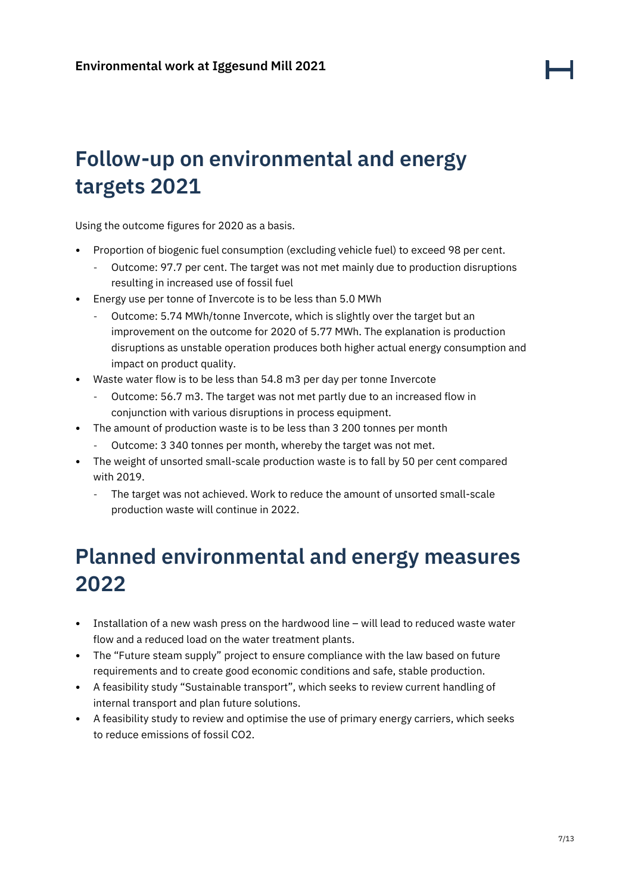# Follow-up on environmental and energy targets 2021

Using the outcome figures for 2020 as a basis.

- Proportion of biogenic fuel consumption (excluding vehicle fuel) to exceed 98 per cent.
  - Outcome: 97.7 per cent. The target was not met mainly due to production disruptions resulting in increased use of fossil fuel
- Energy use per tonne of Invercote is to be less than 5.0 MWh
  - Outcome: 5.74 MWh/tonne Invercote, which is slightly over the target but an improvement on the outcome for 2020 of 5.77 MWh. The explanation is production disruptions as unstable operation produces both higher actual energy consumption and impact on product quality.
- Waste water flow is to be less than 54.8 m3 per day per tonne Invercote
  - Outcome: 56.7 m3. The target was not met partly due to an increased flow in conjunction with various disruptions in process equipment.
- The amount of production waste is to be less than 3 200 tonnes per month
  - Outcome: 3 340 tonnes per month, whereby the target was not met.
- The weight of unsorted small-scale production waste is to fall by 50 per cent compared with 2019.
  - The target was not achieved. Work to reduce the amount of unsorted small-scale production waste will continue in 2022.

# Planned environmental and energy measures 2022

- Installation of a new wash press on the hardwood line – will lead to reduced waste water flow and a reduced load on the water treatment plants.
- The “Future steam supply” project to ensure compliance with the law based on future requirements and to create good economic conditions and safe, stable production.
- A feasibility study “Sustainable transport”, which seeks to review current handling of internal transport and plan future solutions.
- A feasibility study to review and optimise the use of primary energy carriers, which seeks to reduce emissions of fossil $CO_2$.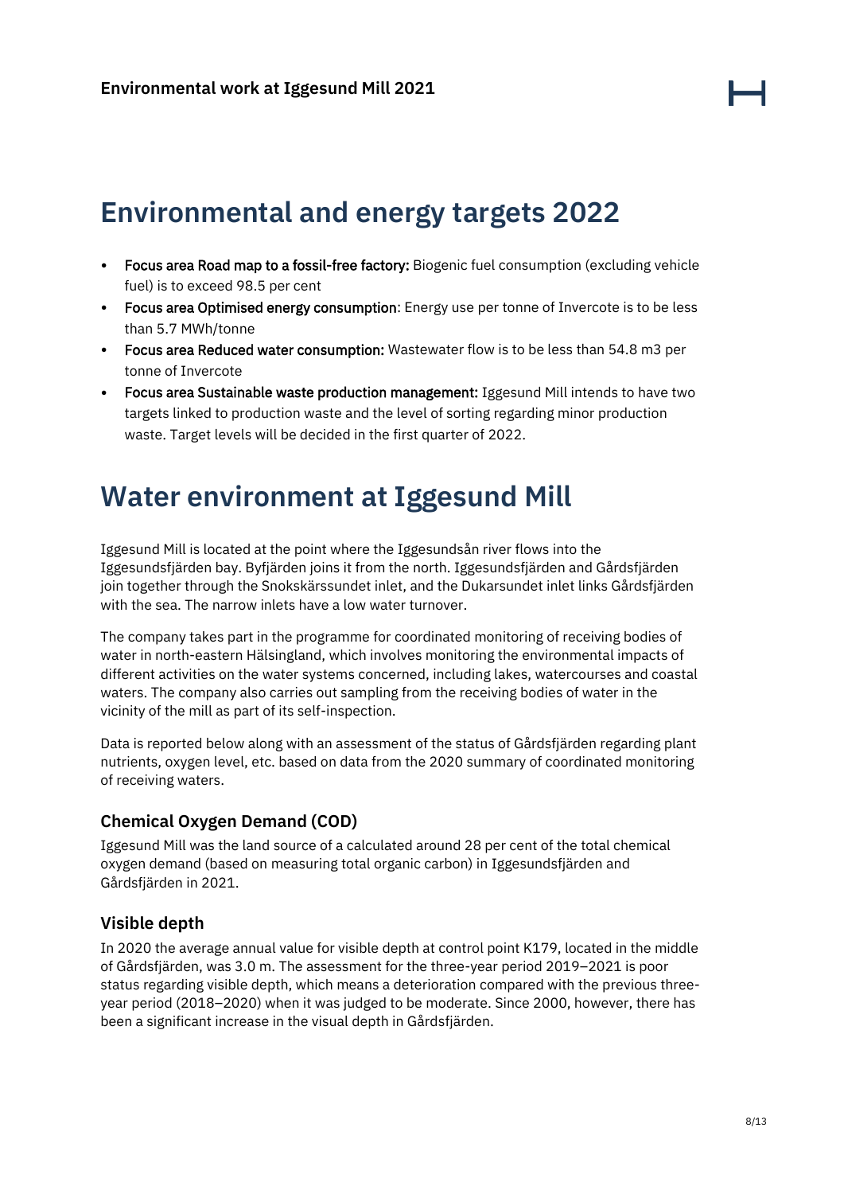# Environmental and energy targets 2022

- **Focus area Road map to a fossil-free factory:** Biogenic fuel consumption (excluding vehicle fuel) is to exceed 98.5 per cent
- **Focus area Optimised energy consumption**: Energy use per tonne of Invercote is to be less than 5.7 MWh/tonne
- **Focus area Reduced water consumption:** Wastewater flow is to be less than 54.8 m3 per tonne of Invercote
- **Focus area Sustainable waste production management:** Iggesund Mill intends to have two targets linked to production waste and the level of sorting regarding minor production waste. Target levels will be decided in the first quarter of 2022.

# Water environment at Iggesund Mill

Iggesund Mill is located at the point where the Iggesundsån river flows into the Iggesundsfjärden bay. Byfjärden joins it from the north. Iggesundsfjärden and Gårdsfjärden join together through the Snokskärssundet inlet, and the Dukarsundet inlet links Gårdsfjärden with the sea. The narrow inlets have a low water turnover.

The company takes part in the programme for coordinated monitoring of receiving bodies of water in north-eastern Hälsingland, which involves monitoring the environmental impacts of different activities on the water systems concerned, including lakes, watercourses and coastal waters. The company also carries out sampling from the receiving bodies of water in the vicinity of the mill as part of its self-inspection.

Data is reported below along with an assessment of the status of Gårdsfjärden regarding plant nutrients, oxygen level, etc. based on data from the 2020 summary of coordinated monitoring of receiving waters.

## Chemical Oxygen Demand (COD)

Iggesund Mill was the land source of a calculated around 28 per cent of the total chemical oxygen demand (based on measuring total organic carbon) in Iggesundsfjärden and Gårdsfjärden in 2021.

## Visible depth

In 2020 the average annual value for visible depth at control point K179, located in the middle of Gårdsfjärden, was 3.0 m. The assessment for the three-year period 2019–2021 is poor status regarding visible depth, which means a deterioration compared with the previous three-year period (2018–2020) when it was judged to be moderate. Since 2000, however, there has been a significant increase in the visual depth in Gårdsfjärden.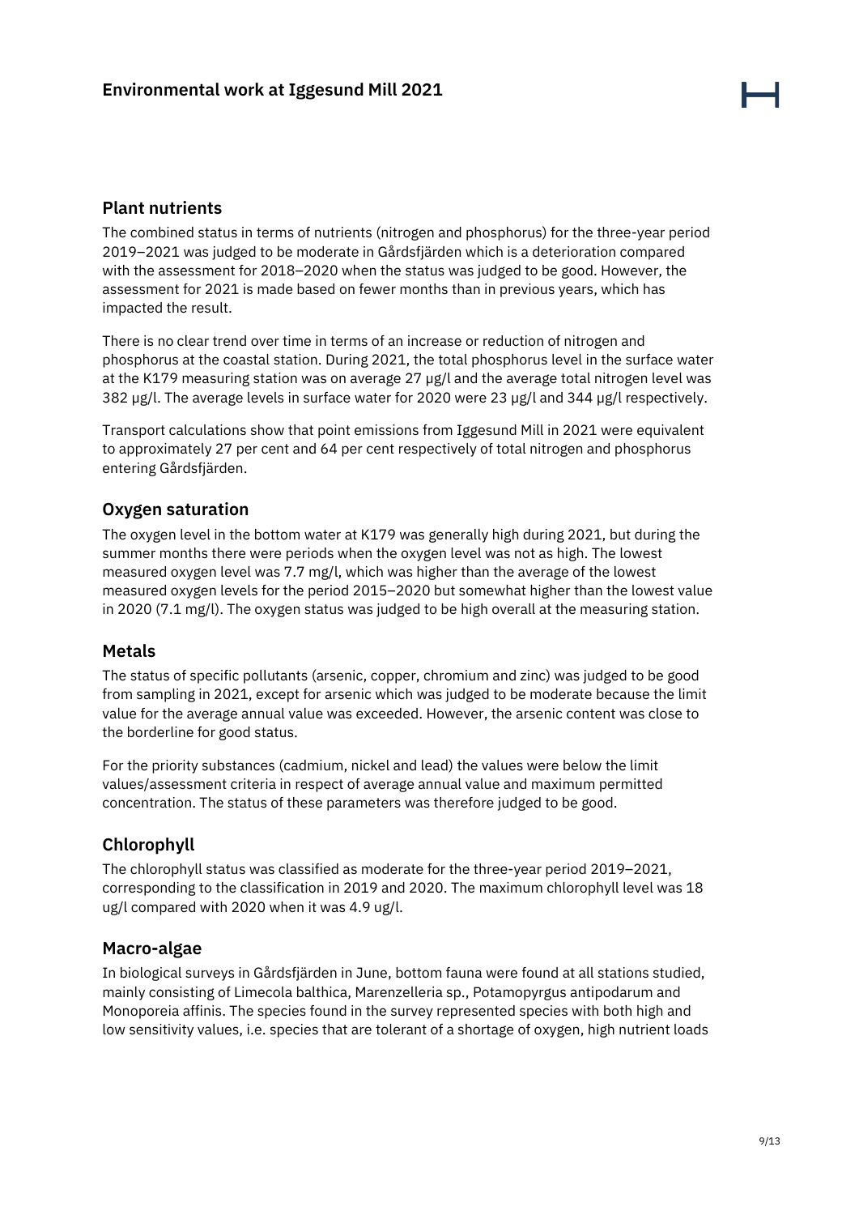## Plant nutrients

The combined status in terms of nutrients (nitrogen and phosphorus) for the three-year period 2019–2021 was judged to be moderate in Gårdsfjärden which is a deterioration compared with the assessment for 2018–2020 when the status was judged to be good. However, the assessment for 2021 is made based on fewer months than in previous years, which has impacted the result.

There is no clear trend over time in terms of an increase or reduction of nitrogen and phosphorus at the coastal station. During 2021, the total phosphorus level in the surface water at the K179 measuring station was on average 27 µg/l and the average total nitrogen level was 382 µg/l. The average levels in surface water for 2020 were 23 µg/l and 344 µg/l respectively.

Transport calculations show that point emissions from Iggesund Mill in 2021 were equivalent to approximately 27 per cent and 64 per cent respectively of total nitrogen and phosphorus entering Gårdsfjärden.

## Oxygen saturation

The oxygen level in the bottom water at K179 was generally high during 2021, but during the summer months there were periods when the oxygen level was not as high. The lowest measured oxygen level was 7.7 mg/l, which was higher than the average of the lowest measured oxygen levels for the period 2015–2020 but somewhat higher than the lowest value in 2020 (7.1 mg/l). The oxygen status was judged to be high overall at the measuring station.

## Metals

The status of specific pollutants (arsenic, copper, chromium and zinc) was judged to be good from sampling in 2021, except for arsenic which was judged to be moderate because the limit value for the average annual value was exceeded. However, the arsenic content was close to the borderline for good status.

For the priority substances (cadmium, nickel and lead) the values were below the limit values/assessment criteria in respect of average annual value and maximum permitted concentration. The status of these parameters was therefore judged to be good.

## Chlorophyll

The chlorophyll status was classified as moderate for the three-year period 2019–2021, corresponding to the classification in 2019 and 2020. The maximum chlorophyll level was 18 ug/l compared with 2020 when it was 4.9 ug/l.

## Macro-algae

In biological surveys in Gårdsfjärden in June, bottom fauna were found at all stations studied, mainly consisting of Limecola balthica, Marenzelleria sp., Potamopyrgus antipodarum and Monoporeia affinis. The species found in the survey represented species with both high and low sensitivity values, i.e. species that are tolerant of a shortage of oxygen, high nutrient loads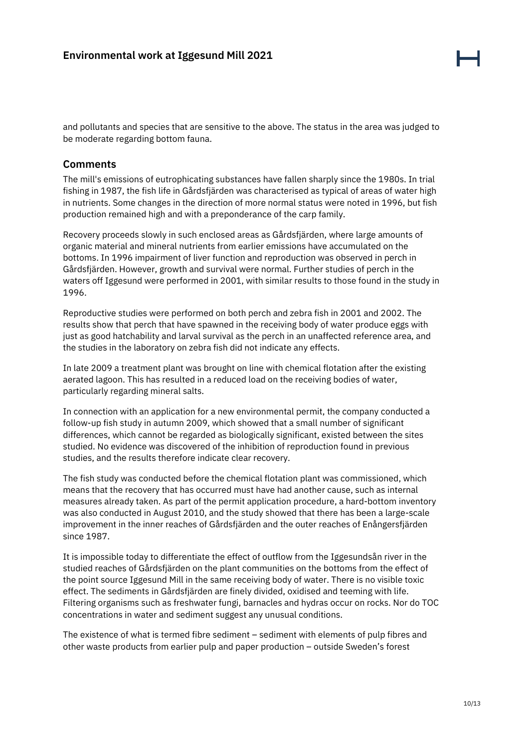and pollutants and species that are sensitive to the above. The status in the area was judged to be moderate regarding bottom fauna.

## Comments

The mill's emissions of eutrophicating substances have fallen sharply since the 1980s. In trial fishing in 1987, the fish life in Gårdsfjärden was characterised as typical of areas of water high in nutrients. Some changes in the direction of more normal status were noted in 1996, but fish production remained high and with a preponderance of the carp family.

Recovery proceeds slowly in such enclosed areas as Gårdsfjärden, where large amounts of organic material and mineral nutrients from earlier emissions have accumulated on the bottoms. In 1996 impairment of liver function and reproduction was observed in perch in Gårdsfjärden. However, growth and survival were normal. Further studies of perch in the waters off Iggesund were performed in 2001, with similar results to those found in the study in 1996.

Reproductive studies were performed on both perch and zebra fish in 2001 and 2002. The results show that perch that have spawned in the receiving body of water produce eggs with just as good hatchability and larval survival as the perch in an unaffected reference area, and the studies in the laboratory on zebra fish did not indicate any effects.

In late 2009 a treatment plant was brought on line with chemical flotation after the existing aerated lagoon. This has resulted in a reduced load on the receiving bodies of water, particularly regarding mineral salts.

In connection with an application for a new environmental permit, the company conducted a follow-up fish study in autumn 2009, which showed that a small number of significant differences, which cannot be regarded as biologically significant, existed between the sites studied. No evidence was discovered of the inhibition of reproduction found in previous studies, and the results therefore indicate clear recovery.

The fish study was conducted before the chemical flotation plant was commissioned, which means that the recovery that has occurred must have had another cause, such as internal measures already taken. As part of the permit application procedure, a hard-bottom inventory was also conducted in August 2010, and the study showed that there has been a large-scale improvement in the inner reaches of Gårdsfjärden and the outer reaches of Enångersfjärden since 1987.

It is impossible today to differentiate the effect of outflow from the Iggesundsån river in the studied reaches of Gårdsfjärden on the plant communities on the bottoms from the effect of the point source Iggesund Mill in the same receiving body of water. There is no visible toxic effect. The sediments in Gårdsfjärden are finely divided, oxidised and teeming with life. Filtering organisms such as freshwater fungi, barnacles and hydras occur on rocks. Nor do TOC concentrations in water and sediment suggest any unusual conditions.

The existence of what is termed fibre sediment – sediment with elements of pulp fibres and other waste products from earlier pulp and paper production – outside Sweden's forest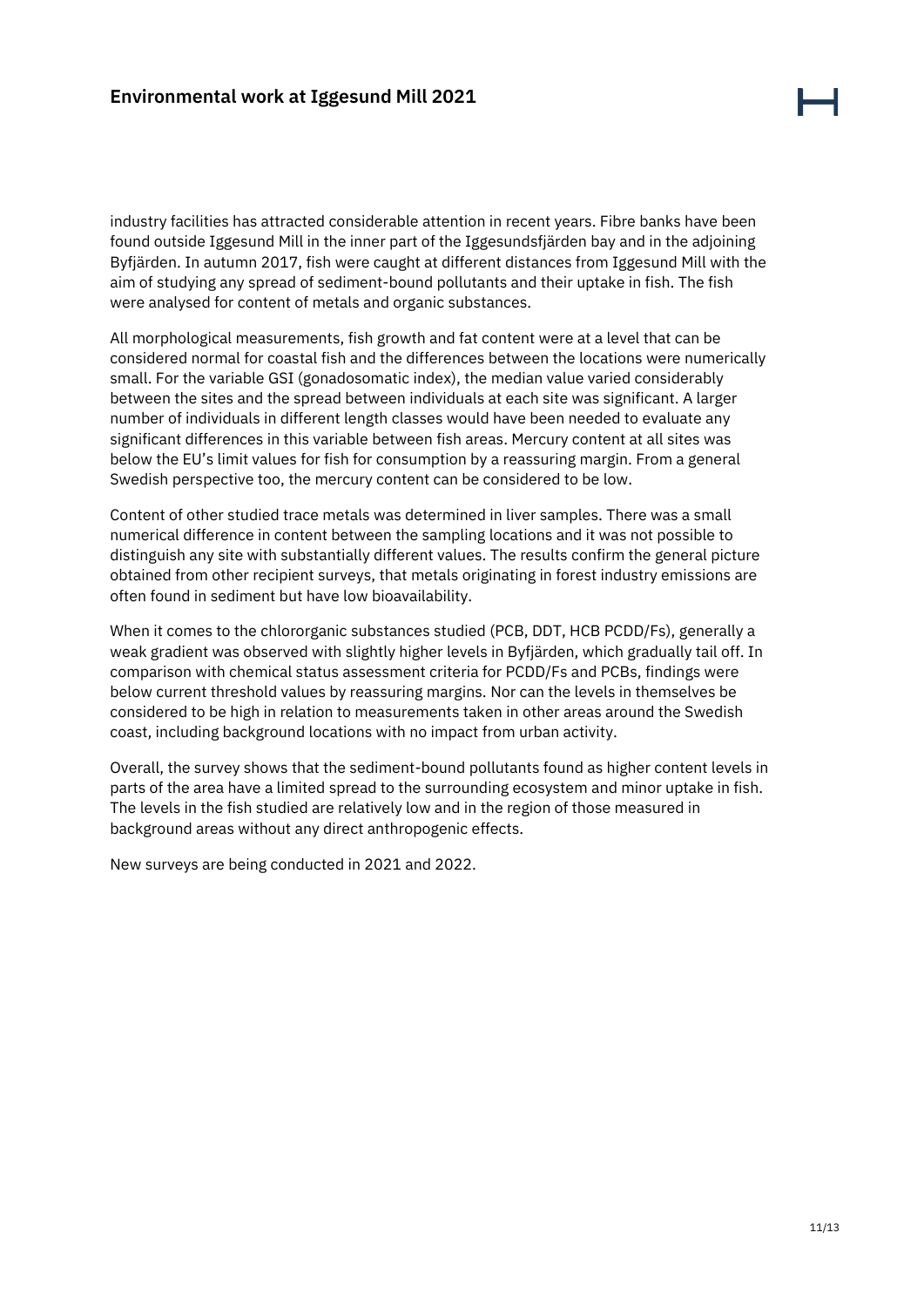industry facilities has attracted considerable attention in recent years. Fibre banks have been found outside Iggesund Mill in the inner part of the Iggesundsfjärden bay and in the adjoining Byfjärden. In autumn 2017, fish were caught at different distances from Iggesund Mill with the aim of studying any spread of sediment-bound pollutants and their uptake in fish. The fish were analysed for content of metals and organic substances.

All morphological measurements, fish growth and fat content were at a level that can be considered normal for coastal fish and the differences between the locations were numerically small. For the variable GSI (gonadosomatic index), the median value varied considerably between the sites and the spread between individuals at each site was significant. A larger number of individuals in different length classes would have been needed to evaluate any significant differences in this variable between fish areas. Mercury content at all sites was below the EU's limit values for fish for consumption by a reassuring margin. From a general Swedish perspective too, the mercury content can be considered to be low.

Content of other studied trace metals was determined in liver samples. There was a small numerical difference in content between the sampling locations and it was not possible to distinguish any site with substantially different values. The results confirm the general picture obtained from other recipient surveys, that metals originating in forest industry emissions are often found in sediment but have low bioavailability.

When it comes to the chlororganic substances studied (PCB, DDT, HCB PCDD/Fs), generally a weak gradient was observed with slightly higher levels in Byfjärden, which gradually tail off. In comparison with chemical status assessment criteria for PCDD/Fs and PCBs, findings were below current threshold values by reassuring margins. Nor can the levels in themselves be considered to be high in relation to measurements taken in other areas around the Swedish coast, including background locations with no impact from urban activity.

Overall, the survey shows that the sediment-bound pollutants found as higher content levels in parts of the area have a limited spread to the surrounding ecosystem and minor uptake in fish. The levels in the fish studied are relatively low and in the region of those measured in background areas without any direct anthropogenic effects.

New surveys are being conducted in 2021 and 2022.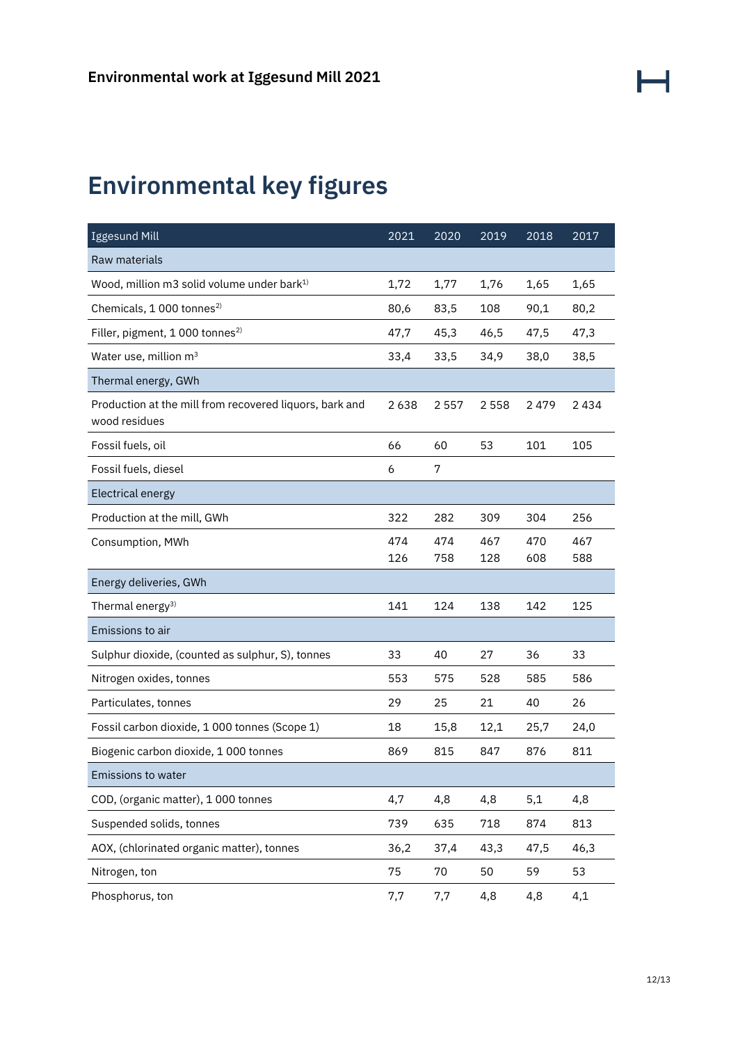**Environmental work at Iggesund Mill 2021**

# Environmental key figures

| Iggesund Mill | 2021 | 2020 | 2019 | 2018 | 2017 |
|---|---|---|---|---|---|
| Raw materials | | | | | |
| Wood, million m3 solid volume under bark[1)] | 1,72 | 1,77 | 1,76 | 1,65 | 1,65 |
| Chemicals, 1 000 tonnes[2)] | 80,6 | 83,5 | 108 | 90,1 | 80,2 |
| Filler, pigment, 1 000 tonnes[2)] | 47,7 | 45,3 | 46,5 | 47,5 | 47,3 |
| Water use, million $m^3$ | 33,4 | 33,5 | 34,9 | 38,0 | 38,5 |
| Thermal energy, GWh | | | | | |
| Production at the mill from recovered liquors, bark and wood residues | 2 638 | 2 557 | 2 558 | 2 479 | 2 434 |
| Fossil fuels, oil | 66 | 60 | 53 | 101 | 105 |
| Fossil fuels, diesel | 6 | 7 | | | |
| Electrical energy | | | | | |
| Production at the mill, GWh | 322 | 282 | 309 | 304 | 256 |
| Consumption, MWh | 474 126 | 474 758 | 467 128 | 470 608 | 467 588 |
| Energy deliveries, GWh | | | | | |
| Thermal energy[3)] | 141 | 124 | 138 | 142 | 125 |
| Emissions to air | | | | | |
| Sulphur dioxide, (counted as sulphur, S), tonnes | 33 | 40 | 27 | 36 | 33 |
| Nitrogen oxides, tonnes | 553 | 575 | 528 | 585 | 586 |
| Particulates, tonnes | 29 | 25 | 21 | 40 | 26 |
| Fossil carbon dioxide, 1 000 tonnes (Scope 1) | 18 | 15,8 | 12,1 | 25,7 | 24,0 |
| Biogenic carbon dioxide, 1 000 tonnes | 869 | 815 | 847 | 876 | 811 |
| Emissions to water | | | | | |
| COD, (organic matter), 1 000 tonnes | 4,7 | 4,8 | 4,8 | 5,1 | 4,8 |
| Suspended solids, tonnes | 739 | 635 | 718 | 874 | 813 |
| AOX, (chlorinated organic matter), tonnes | 36,2 | 37,4 | 43,3 | 47,5 | 46,3 |
| Nitrogen, ton | 75 | 70 | 50 | 59 | 53 |
| Phosphorus, ton | 7,7 | 7,7 | 4,8 | 4,8 | 4,1 |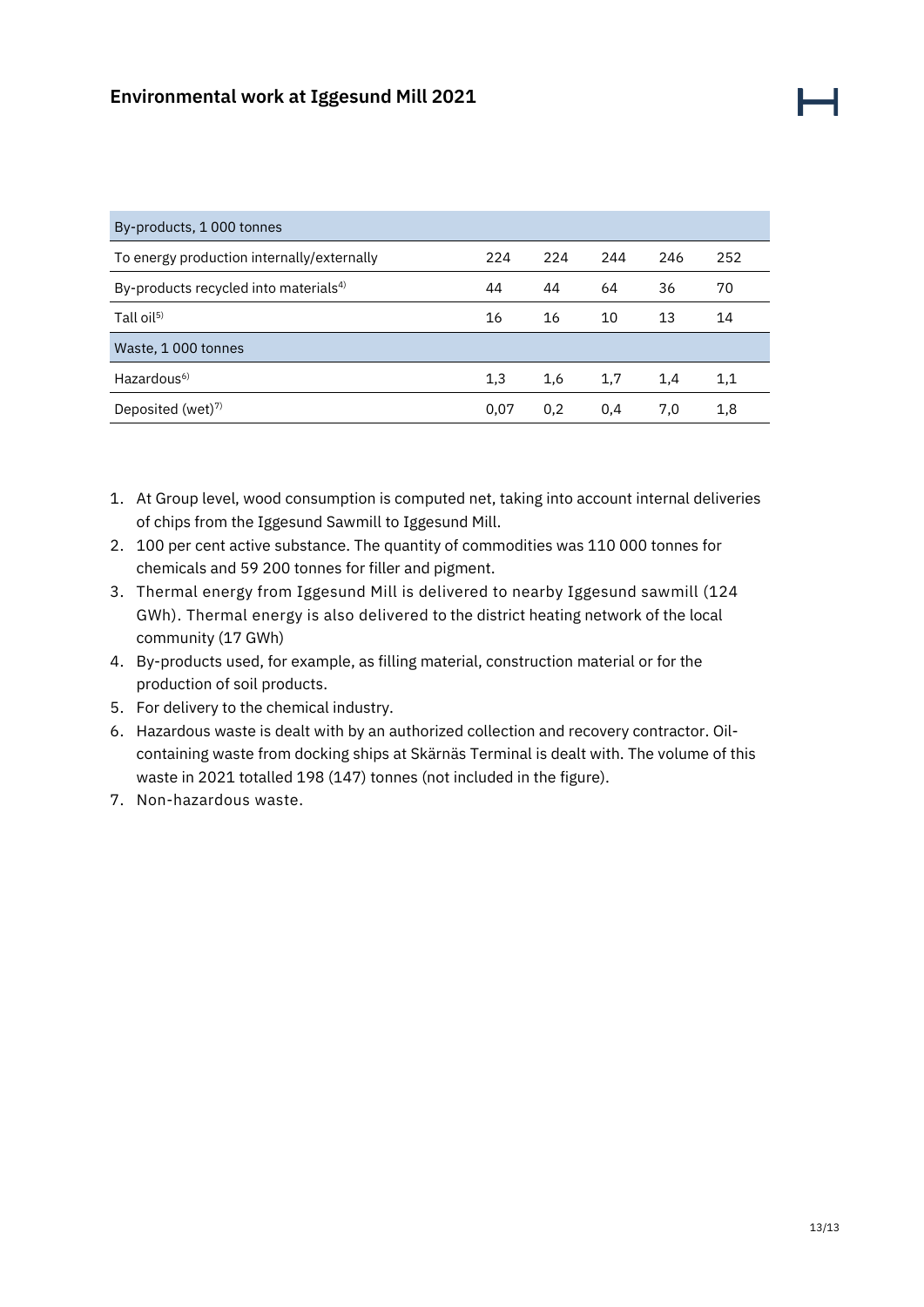## Environmental work at Iggesund Mill 2021

| | | | | | |
|---|---|---|---|---|---|
| By-products, 1 000 tonnes | | | | | |
| To energy production internally/externally | 224 | 224 | 244 | 246 | 252 |
| By-products recycled into materials[4)] | 44 | 44 | 64 | 36 | 70 |
| Tall oil[5)] | 16 | 16 | 10 | 13 | 14 |
| Waste, 1 000 tonnes | | | | | |
| Hazardous[6)] | 1,3 | 1,6 | 1,7 | 1,4 | 1,1 |
| Deposited (wet)[7)] | 0,07 | 0,2 | 0,4 | 7,0 | 1,8 |

1. At Group level, wood consumption is computed net, taking into account internal deliveries of chips from the Iggesund Sawmill to Iggesund Mill.
2. 100 per cent active substance. The quantity of commodities was 110 000 tonnes for chemicals and 59 200 tonnes for filler and pigment.
3. Thermal energy from Iggesund Mill is delivered to nearby Iggesund sawmill (124 GWh). Thermal energy is also delivered to the district heating network of the local community (17 GWh)
4. By-products used, for example, as filling material, construction material or for the production of soil products.
5. For delivery to the chemical industry.
6. Hazardous waste is dealt with by an authorized collection and recovery contractor. Oil-containing waste from docking ships at Skärnäs Terminal is dealt with. The volume of this waste in 2021 totalled 198 (147) tonnes (not included in the figure).
7. Non-hazardous waste.